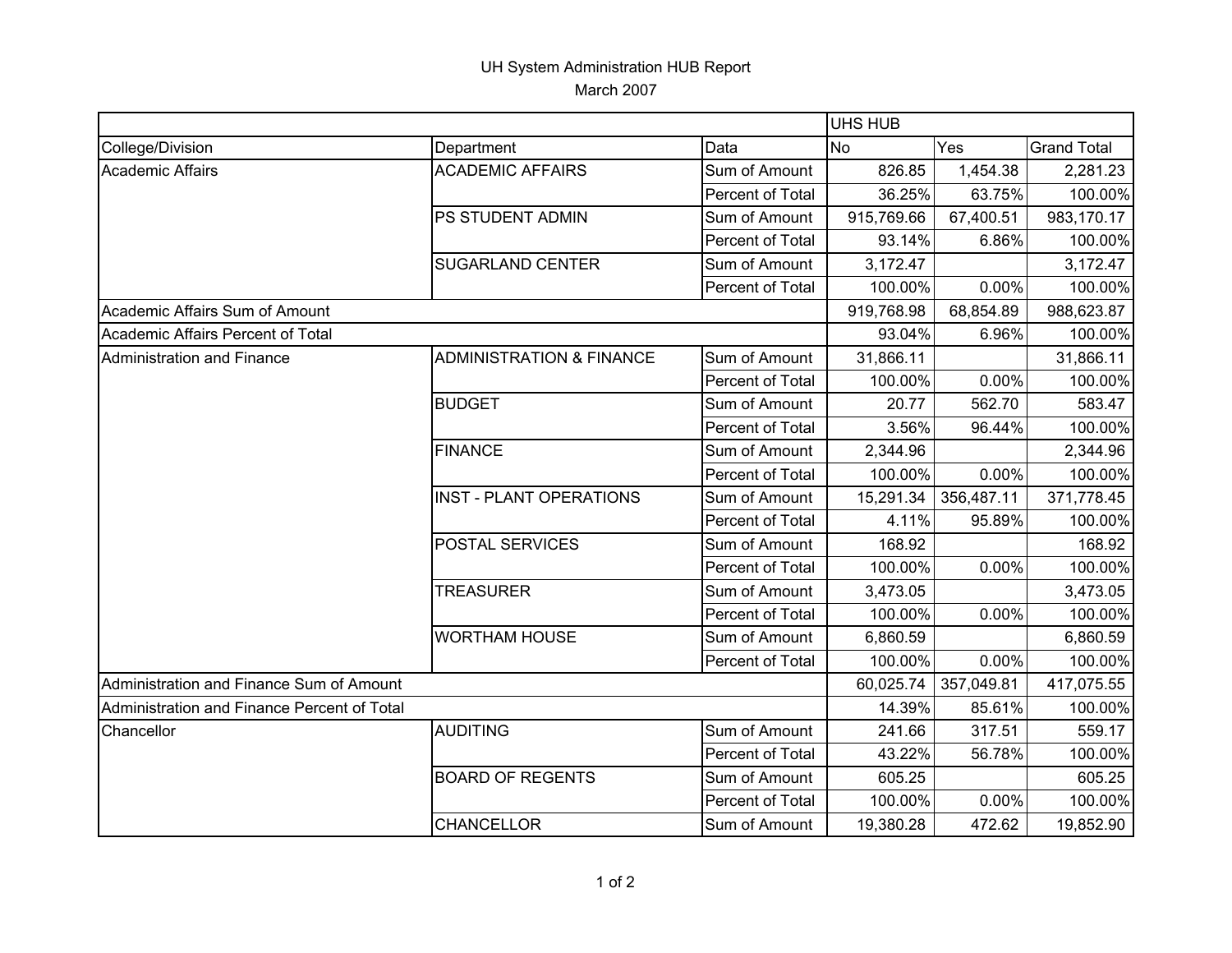# UH System Administration HUB Report

March 2007

| | | | UHS HUB | | |
|---|---|---|---|---|---|
| College/Division | Department | Data | No | Yes | Grand Total |
| Academic Affairs | ACADEMIC AFFAIRS | Sum of Amount | 826.85 | 1,454.38 | 2,281.23 |
| | | Percent of Total | 36.25% | 63.75% | 100.00% |
| | PS STUDENT ADMIN | Sum of Amount | 915,769.66 | 67,400.51 | 983,170.17 |
| | | Percent of Total | 93.14% | 6.86% | 100.00% |
| | SUGARLAND CENTER | Sum of Amount | 3,172.47 | | 3,172.47 |
| | | Percent of Total | 100.00% | 0.00% | 100.00% |
| Academic Affairs Sum of Amount | | | 919,768.98 | 68,854.89 | 988,623.87 |
| Academic Affairs Percent of Total | | | 93.04% | 6.96% | 100.00% |
| Administration and Finance | ADMINISTRATION & FINANCE | Sum of Amount | 31,866.11 | | 31,866.11 |
| | | Percent of Total | 100.00% | 0.00% | 100.00% |
| | BUDGET | Sum of Amount | 20.77 | 562.70 | 583.47 |
| | | Percent of Total | 3.56% | 96.44% | 100.00% |
| | FINANCE | Sum of Amount | 2,344.96 | | 2,344.96 |
| | | Percent of Total | 100.00% | 0.00% | 100.00% |
| | INST - PLANT OPERATIONS | Sum of Amount | 15,291.34 | 356,487.11 | 371,778.45 |
| | | Percent of Total | 4.11% | 95.89% | 100.00% |
| | POSTAL SERVICES | Sum of Amount | 168.92 | | 168.92 |
| | | Percent of Total | 100.00% | 0.00% | 100.00% |
| | TREASURER | Sum of Amount | 3,473.05 | | 3,473.05 |
| | | Percent of Total | 100.00% | 0.00% | 100.00% |
| | WORTHAM HOUSE | Sum of Amount | 6,860.59 | | 6,860.59 |
| | | Percent of Total | 100.00% | 0.00% | 100.00% |
| Administration and Finance Sum of Amount | | | 60,025.74 | 357,049.81 | 417,075.55 |
| Administration and Finance Percent of Total | | | 14.39% | 85.61% | 100.00% |
| Chancellor | AUDITING | Sum of Amount | 241.66 | 317.51 | 559.17 |
| | | Percent of Total | 43.22% | 56.78% | 100.00% |
| | BOARD OF REGENTS | Sum of Amount | 605.25 | | 605.25 |
| | | Percent of Total | 100.00% | 0.00% | 100.00% |
| | CHANCELLOR | Sum of Amount | 19,380.28 | 472.62 | 19,852.90 |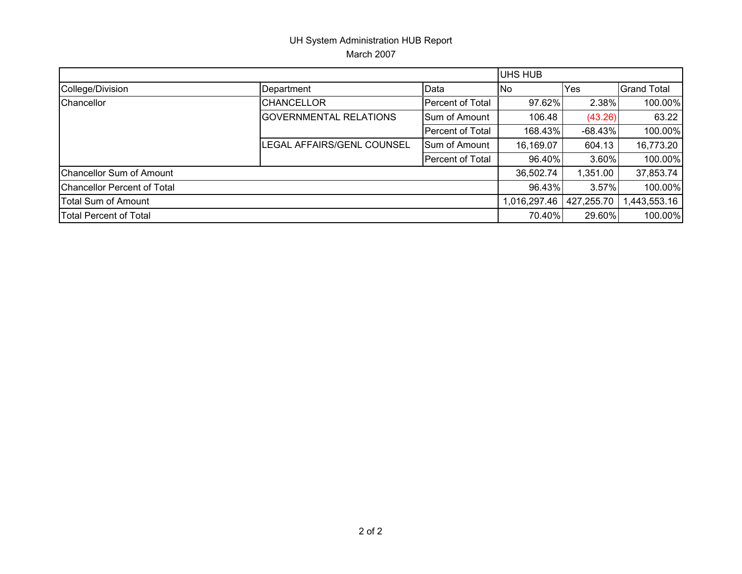UH System Administration HUB Report

March 2007

| | | | UHS HUB | | |
|---|---|---|---|---|---|
| College/Division | Department | Data | No | Yes | Grand Total |
| Chancellor | CHANCELLOR | Percent of Total | 97.62% | 2.38% | 100.00% |
| | GOVERNMENTAL RELATIONS | Sum of Amount | 106.48 | (43.26) | 63.22 |
| | | Percent of Total | 168.43% | -68.43% | 100.00% |
| | LEGAL AFFAIRS/GENL COUNSEL | Sum of Amount | 16,169.07 | 604.13 | 16,773.20 |
| | | Percent of Total | 96.40% | 3.60% | 100.00% |
| Chancellor Sum of Amount | | | 36,502.74 | 1,351.00 | 37,853.74 |
| Chancellor Percent of Total | | | 96.43% | 3.57% | 100.00% |
| Total Sum of Amount | | | 1,016,297.46 | 427,255.70 | 1,443,553.16 |
| Total Percent of Total | | | 70.40% | 29.60% | 100.00% |